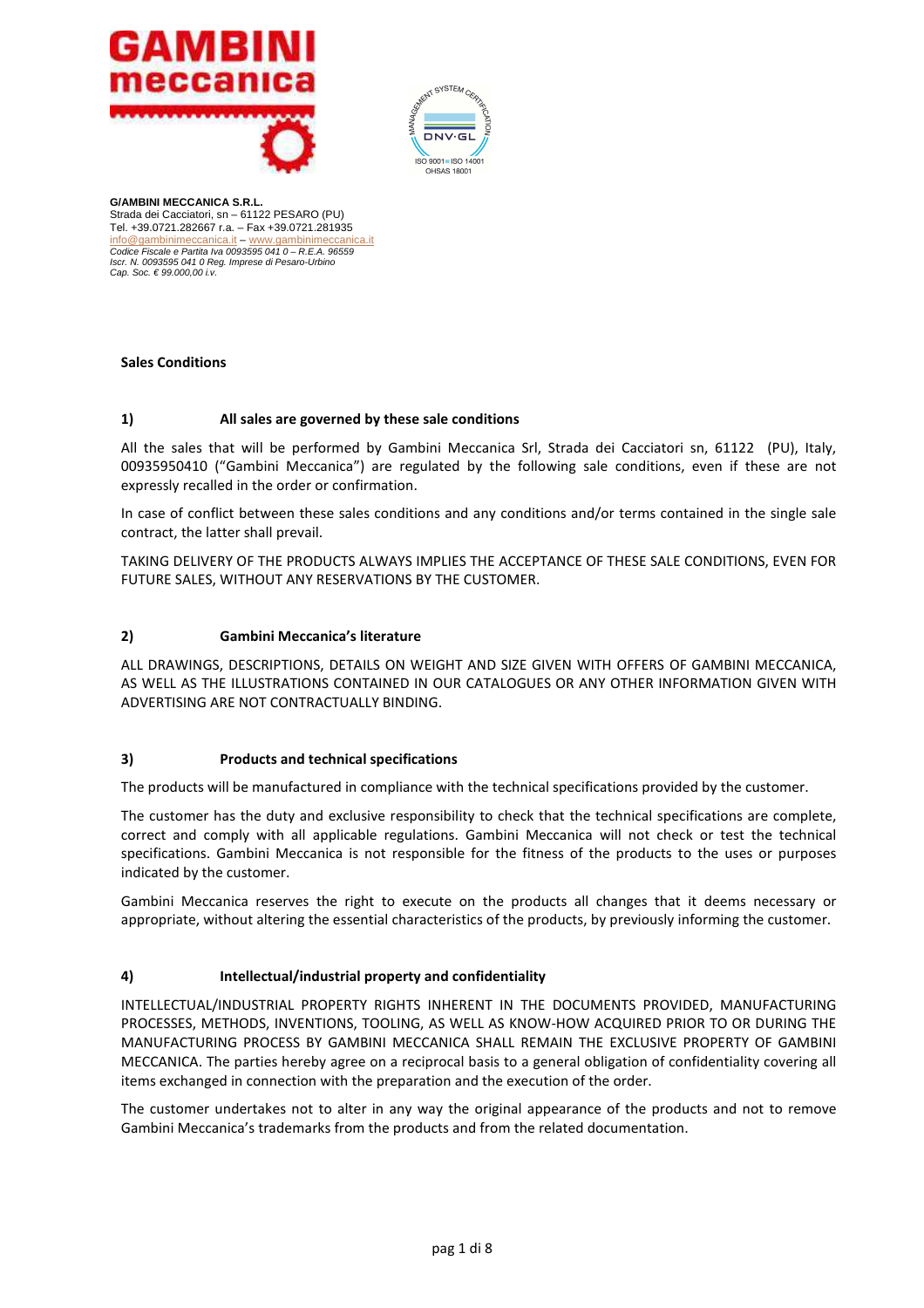GAMBINI meccanica

G/AMBINI MECCANICA S.R.L.
Strada dei Cacciatori, sn – 61122 PESARO (PU)
Tel. +39.0721.282667 r.a. – Fax +39.0721.281935
info@gambinimeccanica.it – www.gambinimeccanica.it
*Codice Fiscale e Partita Iva 0093595 041 0 – R.E.A. 96559*
*Iscr. N. 0093595 041 0 Reg. Imprese di Pesaro-Urbino*
*Cap. Soc. € 99.000,00 i.v.*

**Sales Conditions**

## 1) All sales are governed by these sale conditions

All the sales that will be performed by Gambini Meccanica Srl, Strada dei Cacciatori sn, 61122 (PU), Italy, 00935950410 ("Gambini Meccanica") are regulated by the following sale conditions, even if these are not expressly recalled in the order or confirmation.

In case of conflict between these sales conditions and any conditions and/or terms contained in the single sale contract, the latter shall prevail.

TAKING DELIVERY OF THE PRODUCTS ALWAYS IMPLIES THE ACCEPTANCE OF THESE SALE CONDITIONS, EVEN FOR FUTURE SALES, WITHOUT ANY RESERVATIONS BY THE CUSTOMER.

## 2) Gambini Meccanica's literature

ALL DRAWINGS, DESCRIPTIONS, DETAILS ON WEIGHT AND SIZE GIVEN WITH OFFERS OF GAMBINI MECCANICA, AS WELL AS THE ILLUSTRATIONS CONTAINED IN OUR CATALOGUES OR ANY OTHER INFORMATION GIVEN WITH ADVERTISING ARE NOT CONTRACTUALLY BINDING.

## 3) Products and technical specifications

The products will be manufactured in compliance with the technical specifications provided by the customer.

The customer has the duty and exclusive responsibility to check that the technical specifications are complete, correct and comply with all applicable regulations. Gambini Meccanica will not check or test the technical specifications. Gambini Meccanica is not responsible for the fitness of the products to the uses or purposes indicated by the customer.

Gambini Meccanica reserves the right to execute on the products all changes that it deems necessary or appropriate, without altering the essential characteristics of the products, by previously informing the customer.

## 4) Intellectual/industrial property and confidentiality

INTELLECTUAL/INDUSTRIAL PROPERTY RIGHTS INHERENT IN THE DOCUMENTS PROVIDED, MANUFACTURING PROCESSES, METHODS, INVENTIONS, TOOLING, AS WELL AS KNOW-HOW ACQUIRED PRIOR TO OR DURING THE MANUFACTURING PROCESS BY GAMBINI MECCANICA SHALL REMAIN THE EXCLUSIVE PROPERTY OF GAMBINI MECCANICA. The parties hereby agree on a reciprocal basis to a general obligation of confidentiality covering all items exchanged in connection with the preparation and the execution of the order.

The customer undertakes not to alter in any way the original appearance of the products and not to remove Gambini Meccanica's trademarks from the products and from the related documentation.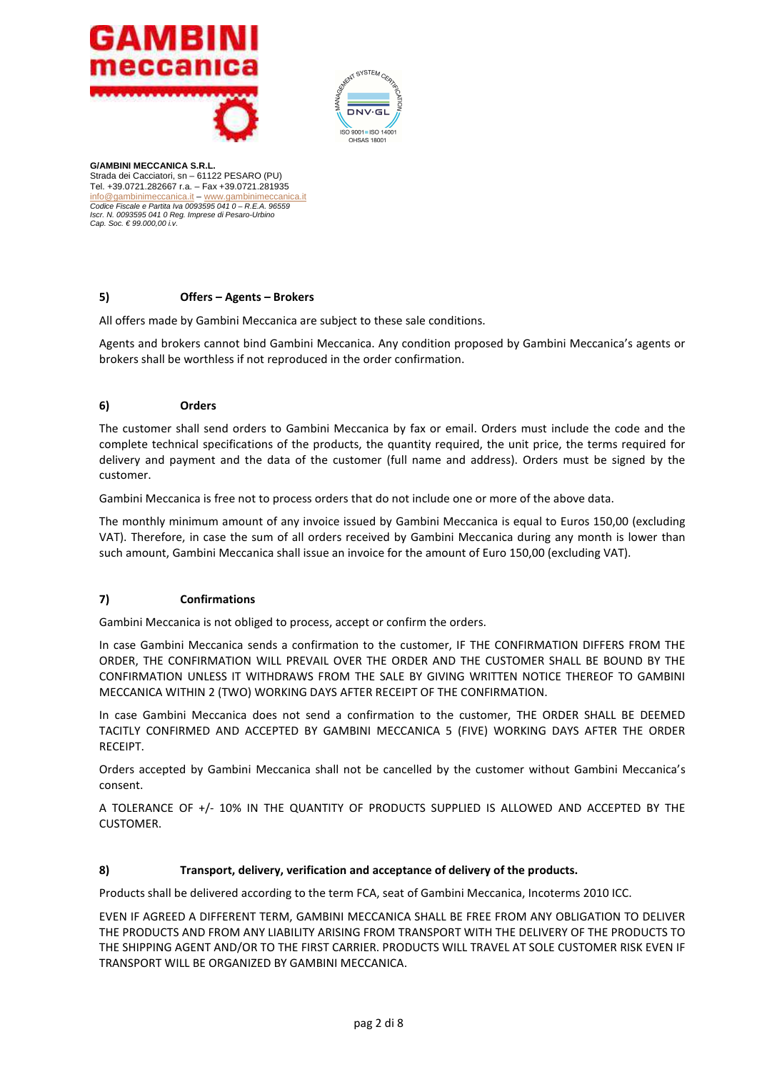**G/AMBINI MECCANICA S.R.L.**
Strada dei Cacciatori, sn – 61122 PESARO (PU)
Tel. +39.0721.282667 r.a. – Fax +39.0721.281935
info@gambinimeccanica.it – www.gambinimeccanica.it
*Codice Fiscale e Partita Iva 0093595 041 0 – R.E.A. 96559*
*Iscr. N. 0093595 041 0 Reg. Imprese di Pesaro-Urbino*
*Cap. Soc. € 99.000,00 i.v.*

## 5) Offers – Agents – Brokers

All offers made by Gambini Meccanica are subject to these sale conditions.

Agents and brokers cannot bind Gambini Meccanica. Any condition proposed by Gambini Meccanica's agents or brokers shall be worthless if not reproduced in the order confirmation.

## 6) Orders

The customer shall send orders to Gambini Meccanica by fax or email. Orders must include the code and the complete technical specifications of the products, the quantity required, the unit price, the terms required for delivery and payment and the data of the customer (full name and address). Orders must be signed by the customer.

Gambini Meccanica is free not to process orders that do not include one or more of the above data.

The monthly minimum amount of any invoice issued by Gambini Meccanica is equal to Euros 150,00 (excluding VAT). Therefore, in case the sum of all orders received by Gambini Meccanica during any month is lower than such amount, Gambini Meccanica shall issue an invoice for the amount of Euro 150,00 (excluding VAT).

## 7) Confirmations

Gambini Meccanica is not obliged to process, accept or confirm the orders.

In case Gambini Meccanica sends a confirmation to the customer, IF THE CONFIRMATION DIFFERS FROM THE ORDER, THE CONFIRMATION WILL PREVAIL OVER THE ORDER AND THE CUSTOMER SHALL BE BOUND BY THE CONFIRMATION UNLESS IT WITHDRAWS FROM THE SALE BY GIVING WRITTEN NOTICE THEREOF TO GAMBINI MECCANICA WITHIN 2 (TWO) WORKING DAYS AFTER RECEIPT OF THE CONFIRMATION.

In case Gambini Meccanica does not send a confirmation to the customer, THE ORDER SHALL BE DEEMED TACITLY CONFIRMED AND ACCEPTED BY GAMBINI MECCANICA 5 (FIVE) WORKING DAYS AFTER THE ORDER RECEIPT.

Orders accepted by Gambini Meccanica shall not be cancelled by the customer without Gambini Meccanica's consent.

A TOLERANCE OF +/- 10% IN THE QUANTITY OF PRODUCTS SUPPLIED IS ALLOWED AND ACCEPTED BY THE CUSTOMER.

## 8) Transport, delivery, verification and acceptance of delivery of the products.

Products shall be delivered according to the term FCA, seat of Gambini Meccanica, Incoterms 2010 ICC.

EVEN IF AGREED A DIFFERENT TERM, GAMBINI MECCANICA SHALL BE FREE FROM ANY OBLIGATION TO DELIVER THE PRODUCTS AND FROM ANY LIABILITY ARISING FROM TRANSPORT WITH THE DELIVERY OF THE PRODUCTS TO THE SHIPPING AGENT AND/OR TO THE FIRST CARRIER. PRODUCTS WILL TRAVEL AT SOLE CUSTOMER RISK EVEN IF TRANSPORT WILL BE ORGANIZED BY GAMBINI MECCANICA.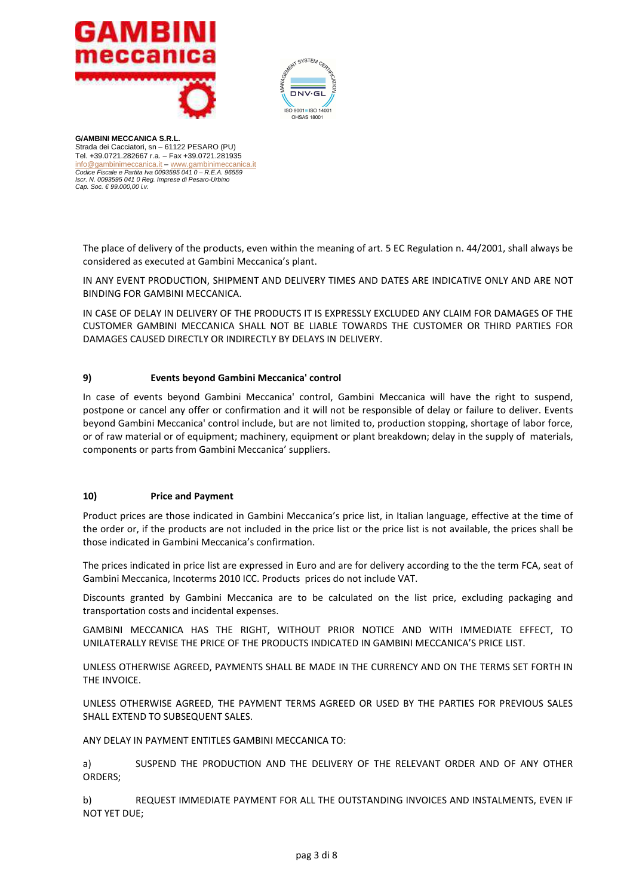**G/AMBINI MECCANICA S.R.L.**
Strada dei Cacciatori, sn – 61122 PESARO (PU)
Tel. +39.0721.282667 r.a. – Fax +39.0721.281935
info@gambinimeccanica.it – www.gambinimeccanica.it
*Codice Fiscale e Partita Iva 0093595 041 0 – R.E.A. 96559*
*Iscr. N. 0093595 041 0 Reg. Imprese di Pesaro-Urbino*
*Cap. Soc. € 99.000,00 i.v.*

The place of delivery of the products, even within the meaning of art. 5 EC Regulation n. 44/2001, shall always be considered as executed at Gambini Meccanica's plant.

IN ANY EVENT PRODUCTION, SHIPMENT AND DELIVERY TIMES AND DATES ARE INDICATIVE ONLY AND ARE NOT BINDING FOR GAMBINI MECCANICA.

IN CASE OF DELAY IN DELIVERY OF THE PRODUCTS IT IS EXPRESSLY EXCLUDED ANY CLAIM FOR DAMAGES OF THE CUSTOMER GAMBINI MECCANICA SHALL NOT BE LIABLE TOWARDS THE CUSTOMER OR THIRD PARTIES FOR DAMAGES CAUSED DIRECTLY OR INDIRECTLY BY DELAYS IN DELIVERY.

**9) Events beyond Gambini Meccanica' control**

In case of events beyond Gambini Meccanica' control, Gambini Meccanica will have the right to suspend, postpone or cancel any offer or confirmation and it will not be responsible of delay or failure to deliver. Events beyond Gambini Meccanica' control include, but are not limited to, production stopping, shortage of labor force, or of raw material or of equipment; machinery, equipment or plant breakdown; delay in the supply of materials, components or parts from Gambini Meccanica' suppliers.

**10) Price and Payment**

Product prices are those indicated in Gambini Meccanica's price list, in Italian language, effective at the time of the order or, if the products are not included in the price list or the price list is not available, the prices shall be those indicated in Gambini Meccanica's confirmation.

The prices indicated in price list are expressed in Euro and are for delivery according to the the term FCA, seat of Gambini Meccanica, Incoterms 2010 ICC. Products prices do not include VAT.

Discounts granted by Gambini Meccanica are to be calculated on the list price, excluding packaging and transportation costs and incidental expenses.

GAMBINI MECCANICA HAS THE RIGHT, WITHOUT PRIOR NOTICE AND WITH IMMEDIATE EFFECT, TO UNILATERALLY REVISE THE PRICE OF THE PRODUCTS INDICATED IN GAMBINI MECCANICA'S PRICE LIST.

UNLESS OTHERWISE AGREED, PAYMENTS SHALL BE MADE IN THE CURRENCY AND ON THE TERMS SET FORTH IN THE INVOICE.

UNLESS OTHERWISE AGREED, THE PAYMENT TERMS AGREED OR USED BY THE PARTIES FOR PREVIOUS SALES SHALL EXTEND TO SUBSEQUENT SALES.

ANY DELAY IN PAYMENT ENTITLES GAMBINI MECCANICA TO:

a) SUSPEND THE PRODUCTION AND THE DELIVERY OF THE RELEVANT ORDER AND OF ANY OTHER ORDERS;

b) REQUEST IMMEDIATE PAYMENT FOR ALL THE OUTSTANDING INVOICES AND INSTALMENTS, EVEN IF NOT YET DUE;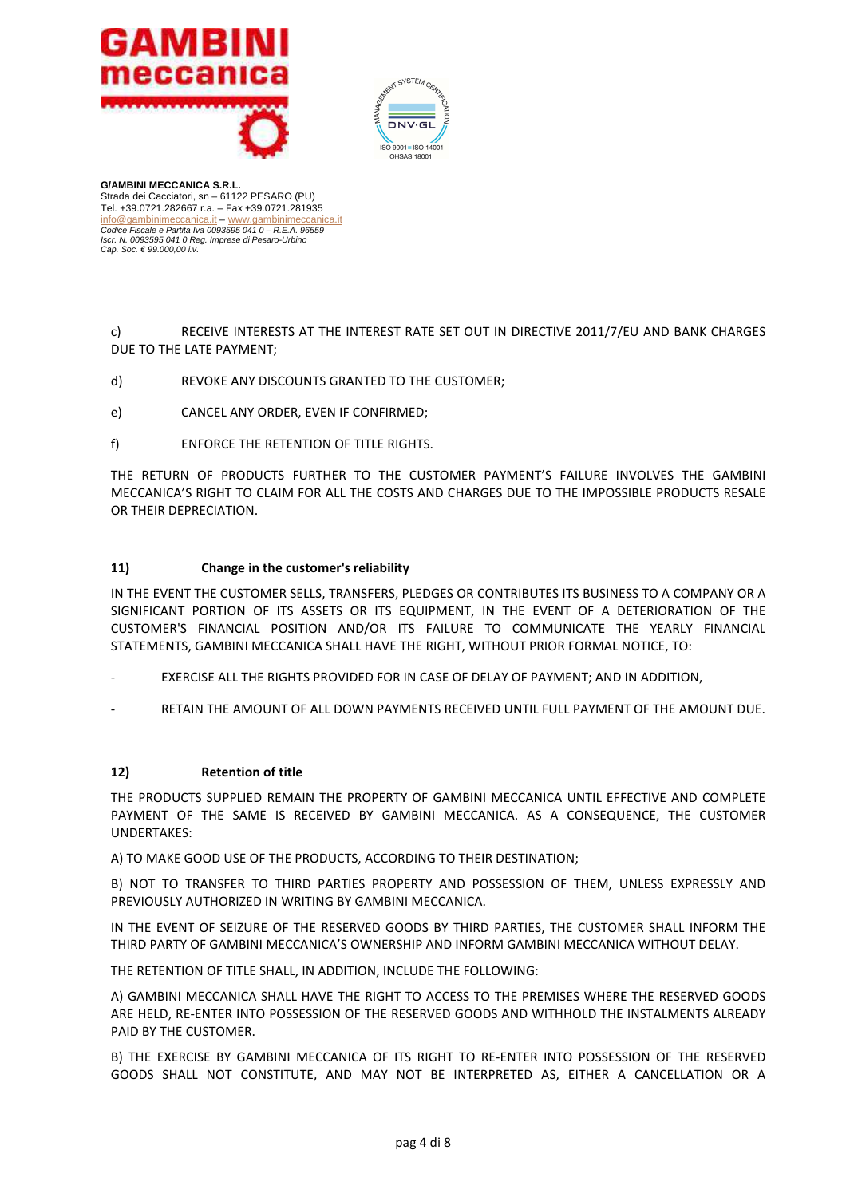c) RECEIVE INTERESTS AT THE INTEREST RATE SET OUT IN DIRECTIVE 2011/7/EU AND BANK CHARGES DUE TO THE LATE PAYMENT;

d) REVOKE ANY DISCOUNTS GRANTED TO THE CUSTOMER;

e) CANCEL ANY ORDER, EVEN IF CONFIRMED;

f) ENFORCE THE RETENTION OF TITLE RIGHTS.

THE RETURN OF PRODUCTS FURTHER TO THE CUSTOMER PAYMENT'S FAILURE INVOLVES THE GAMBINI MECCANICA'S RIGHT TO CLAIM FOR ALL THE COSTS AND CHARGES DUE TO THE IMPOSSIBLE PRODUCTS RESALE OR THEIR DEPRECIATION.

## 11) Change in the customer's reliability

IN THE EVENT THE CUSTOMER SELLS, TRANSFERS, PLEDGES OR CONTRIBUTES ITS BUSINESS TO A COMPANY OR A SIGNIFICANT PORTION OF ITS ASSETS OR ITS EQUIPMENT, IN THE EVENT OF A DETERIORATION OF THE CUSTOMER'S FINANCIAL POSITION AND/OR ITS FAILURE TO COMMUNICATE THE YEARLY FINANCIAL STATEMENTS, GAMBINI MECCANICA SHALL HAVE THE RIGHT, WITHOUT PRIOR FORMAL NOTICE, TO:

- EXERCISE ALL THE RIGHTS PROVIDED FOR IN CASE OF DELAY OF PAYMENT; AND IN ADDITION,
- RETAIN THE AMOUNT OF ALL DOWN PAYMENTS RECEIVED UNTIL FULL PAYMENT OF THE AMOUNT DUE.

## 12) Retention of title

THE PRODUCTS SUPPLIED REMAIN THE PROPERTY OF GAMBINI MECCANICA UNTIL EFFECTIVE AND COMPLETE PAYMENT OF THE SAME IS RECEIVED BY GAMBINI MECCANICA. AS A CONSEQUENCE, THE CUSTOMER UNDERTAKES:

A) TO MAKE GOOD USE OF THE PRODUCTS, ACCORDING TO THEIR DESTINATION;

B) NOT TO TRANSFER TO THIRD PARTIES PROPERTY AND POSSESSION OF THEM, UNLESS EXPRESSLY AND PREVIOUSLY AUTHORIZED IN WRITING BY GAMBINI MECCANICA.

IN THE EVENT OF SEIZURE OF THE RESERVED GOODS BY THIRD PARTIES, THE CUSTOMER SHALL INFORM THE THIRD PARTY OF GAMBINI MECCANICA'S OWNERSHIP AND INFORM GAMBINI MECCANICA WITHOUT DELAY.

THE RETENTION OF TITLE SHALL, IN ADDITION, INCLUDE THE FOLLOWING:

A) GAMBINI MECCANICA SHALL HAVE THE RIGHT TO ACCESS TO THE PREMISES WHERE THE RESERVED GOODS ARE HELD, RE-ENTER INTO POSSESSION OF THE RESERVED GOODS AND WITHHOLD THE INSTALMENTS ALREADY PAID BY THE CUSTOMER.

B) THE EXERCISE BY GAMBINI MECCANICA OF ITS RIGHT TO RE-ENTER INTO POSSESSION OF THE RESERVED GOODS SHALL NOT CONSTITUTE, AND MAY NOT BE INTERPRETED AS, EITHER A CANCELLATION OR A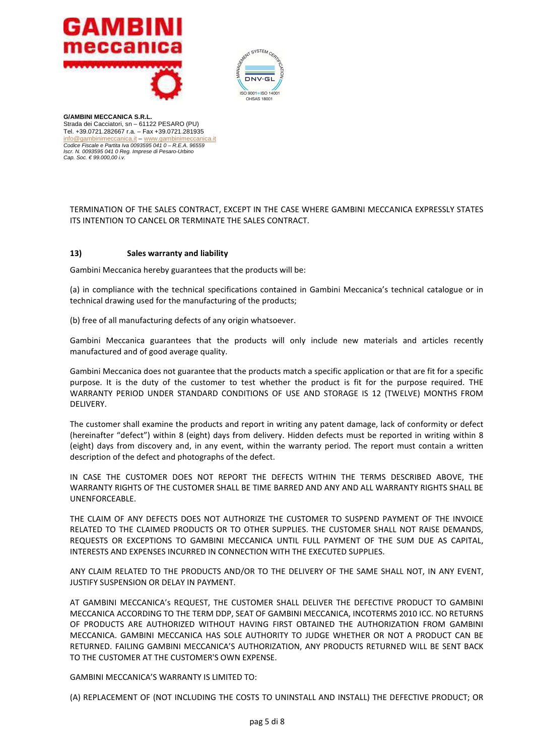**G/AMBINI MECCANICA S.R.L.**
Strada dei Cacciatori, sn – 61122 PESARO (PU)
Tel. +39.0721.282667 r.a. – Fax +39.0721.281935
info@gambinimeccanica.it – www.gambinimeccanica.it
*Codice Fiscale e Partita Iva 0093595 041 0 – R.E.A. 96559*
*Iscr. N. 0093595 041 0 Reg. Imprese di Pesaro-Urbino*
*Cap. Soc. € 99.000,00 i.v.*

TERMINATION OF THE SALES CONTRACT, EXCEPT IN THE CASE WHERE GAMBINI MECCANICA EXPRESSLY STATES ITS INTENTION TO CANCEL OR TERMINATE THE SALES CONTRACT.

**13) Sales warranty and liability**

Gambini Meccanica hereby guarantees that the products will be:

(a) in compliance with the technical specifications contained in Gambini Meccanica's technical catalogue or in technical drawing used for the manufacturing of the products;

(b) free of all manufacturing defects of any origin whatsoever.

Gambini Meccanica guarantees that the products will only include new materials and articles recently manufactured and of good average quality.

Gambini Meccanica does not guarantee that the products match a specific application or that are fit for a specific purpose. It is the duty of the customer to test whether the product is fit for the purpose required. THE WARRANTY PERIOD UNDER STANDARD CONDITIONS OF USE AND STORAGE IS 12 (TWELVE) MONTHS FROM DELIVERY.

The customer shall examine the products and report in writing any patent damage, lack of conformity or defect (hereinafter "defect") within 8 (eight) days from delivery. Hidden defects must be reported in writing within 8 (eight) days from discovery and, in any event, within the warranty period. The report must contain a written description of the defect and photographs of the defect.

IN CASE THE CUSTOMER DOES NOT REPORT THE DEFECTS WITHIN THE TERMS DESCRIBED ABOVE, THE WARRANTY RIGHTS OF THE CUSTOMER SHALL BE TIME BARRED AND ANY AND ALL WARRANTY RIGHTS SHALL BE UNENFORCEABLE.

THE CLAIM OF ANY DEFECTS DOES NOT AUTHORIZE THE CUSTOMER TO SUSPEND PAYMENT OF THE INVOICE RELATED TO THE CLAIMED PRODUCTS OR TO OTHER SUPPLIES. THE CUSTOMER SHALL NOT RAISE DEMANDS, REQUESTS OR EXCEPTIONS TO GAMBINI MECCANICA UNTIL FULL PAYMENT OF THE SUM DUE AS CAPITAL, INTERESTS AND EXPENSES INCURRED IN CONNECTION WITH THE EXECUTED SUPPLIES.

ANY CLAIM RELATED TO THE PRODUCTS AND/OR TO THE DELIVERY OF THE SAME SHALL NOT, IN ANY EVENT, JUSTIFY SUSPENSION OR DELAY IN PAYMENT.

AT GAMBINI MECCANICA's REQUEST, THE CUSTOMER SHALL DELIVER THE DEFECTIVE PRODUCT TO GAMBINI MECCANICA ACCORDING TO THE TERM DDP, SEAT OF GAMBINI MECCANICA, INCOTERMS 2010 ICC. NO RETURNS OF PRODUCTS ARE AUTHORIZED WITHOUT HAVING FIRST OBTAINED THE AUTHORIZATION FROM GAMBINI MECCANICA. GAMBINI MECCANICA HAS SOLE AUTHORITY TO JUDGE WHETHER OR NOT A PRODUCT CAN BE RETURNED. FAILING GAMBINI MECCANICA'S AUTHORIZATION, ANY PRODUCTS RETURNED WILL BE SENT BACK TO THE CUSTOMER AT THE CUSTOMER'S OWN EXPENSE.

GAMBINI MECCANICA'S WARRANTY IS LIMITED TO:

(A) REPLACEMENT OF (NOT INCLUDING THE COSTS TO UNINSTALL AND INSTALL) THE DEFECTIVE PRODUCT; OR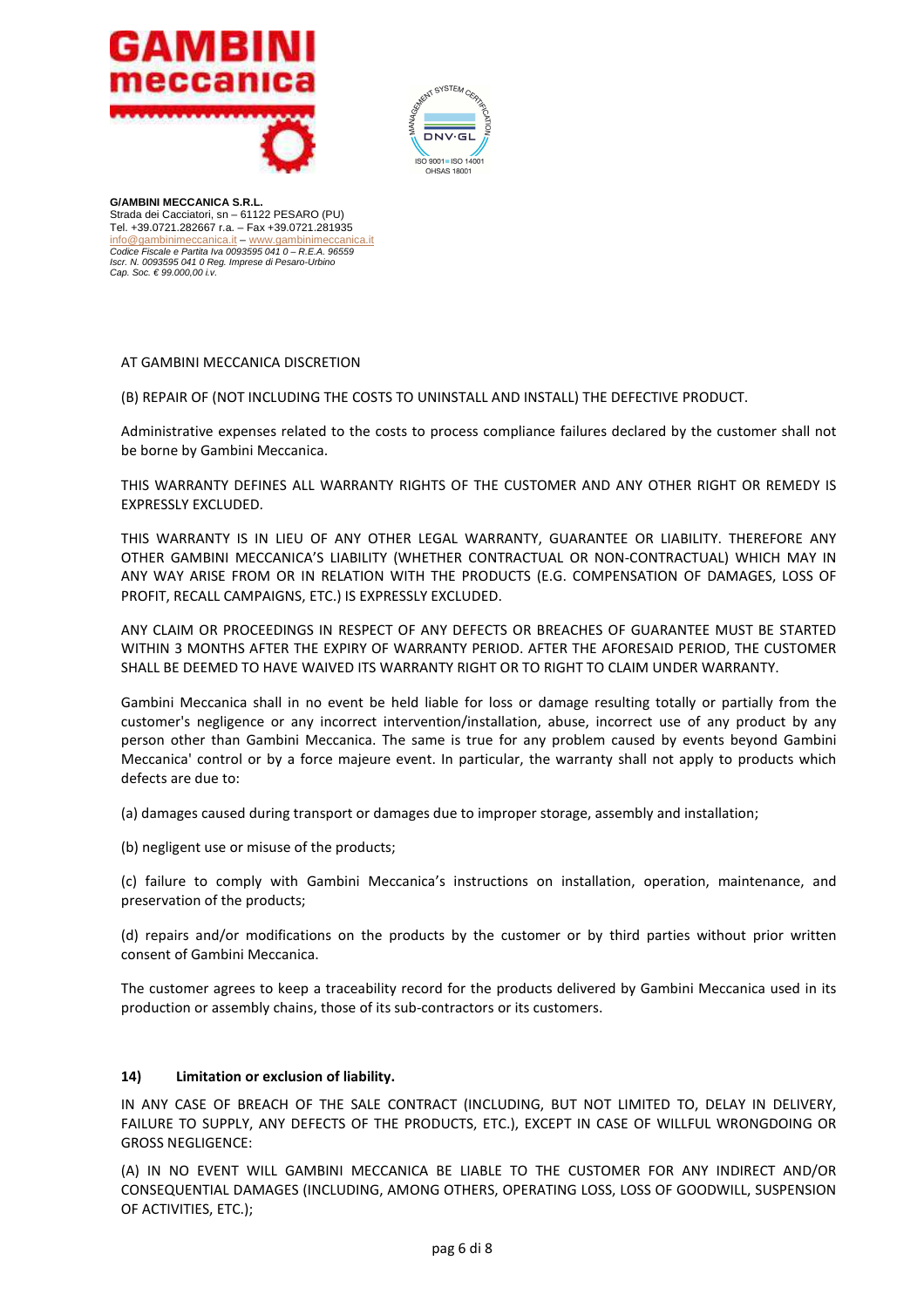**G/AMBINI MECCANICA S.R.L.**
Strada dei Cacciatori, sn – 61122 PESARO (PU)
Tel. +39.0721.282667 r.a. – Fax +39.0721.281935
info@gambinimeccanica.it – www.gambinimeccanica.it
*Codice Fiscale e Partita Iva 0093595 041 0 – R.E.A. 96559*
*Iscr. N. 0093595 041 0 Reg. Imprese di Pesaro-Urbino*
*Cap. Soc. € 99.000,00 i.v.*

AT GAMBINI MECCANICA DISCRETION

(B) REPAIR OF (NOT INCLUDING THE COSTS TO UNINSTALL AND INSTALL) THE DEFECTIVE PRODUCT.

Administrative expenses related to the costs to process compliance failures declared by the customer shall not be borne by Gambini Meccanica.

THIS WARRANTY DEFINES ALL WARRANTY RIGHTS OF THE CUSTOMER AND ANY OTHER RIGHT OR REMEDY IS EXPRESSLY EXCLUDED.

THIS WARRANTY IS IN LIEU OF ANY OTHER LEGAL WARRANTY, GUARANTEE OR LIABILITY. THEREFORE ANY OTHER GAMBINI MECCANICA'S LIABILITY (WHETHER CONTRACTUAL OR NON-CONTRACTUAL) WHICH MAY IN ANY WAY ARISE FROM OR IN RELATION WITH THE PRODUCTS (E.G. COMPENSATION OF DAMAGES, LOSS OF PROFIT, RECALL CAMPAIGNS, ETC.) IS EXPRESSLY EXCLUDED.

ANY CLAIM OR PROCEEDINGS IN RESPECT OF ANY DEFECTS OR BREACHES OF GUARANTEE MUST BE STARTED WITHIN 3 MONTHS AFTER THE EXPIRY OF WARRANTY PERIOD. AFTER THE AFORESAID PERIOD, THE CUSTOMER SHALL BE DEEMED TO HAVE WAIVED ITS WARRANTY RIGHT OR TO RIGHT TO CLAIM UNDER WARRANTY.

Gambini Meccanica shall in no event be held liable for loss or damage resulting totally or partially from the customer's negligence or any incorrect intervention/installation, abuse, incorrect use of any product by any person other than Gambini Meccanica. The same is true for any problem caused by events beyond Gambini Meccanica' control or by a force majeure event. In particular, the warranty shall not apply to products which defects are due to:

(a) damages caused during transport or damages due to improper storage, assembly and installation;

(b) negligent use or misuse of the products;

(c) failure to comply with Gambini Meccanica's instructions on installation, operation, maintenance, and preservation of the products;

(d) repairs and/or modifications on the products by the customer or by third parties without prior written consent of Gambini Meccanica.

The customer agrees to keep a traceability record for the products delivered by Gambini Meccanica used in its production or assembly chains, those of its sub-contractors or its customers.

### 14) Limitation or exclusion of liability.

IN ANY CASE OF BREACH OF THE SALE CONTRACT (INCLUDING, BUT NOT LIMITED TO, DELAY IN DELIVERY, FAILURE TO SUPPLY, ANY DEFECTS OF THE PRODUCTS, ETC.), EXCEPT IN CASE OF WILLFUL WRONGDOING OR GROSS NEGLIGENCE:

(A) IN NO EVENT WILL GAMBINI MECCANICA BE LIABLE TO THE CUSTOMER FOR ANY INDIRECT AND/OR CONSEQUENTIAL DAMAGES (INCLUDING, AMONG OTHERS, OPERATING LOSS, LOSS OF GOODWILL, SUSPENSION OF ACTIVITIES, ETC.);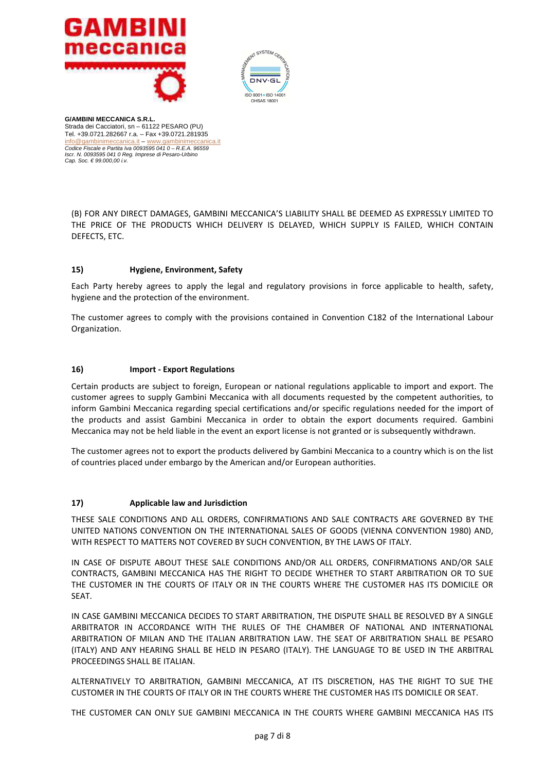**G/AMBINI MECCANICA S.R.L.**
Strada dei Cacciatori, sn – 61122 PESARO (PU)
Tel. +39.0721.282667 r.a. – Fax +39.0721.281935
info@gambinimeccanica.it – www.gambinimeccanica.it
*Codice Fiscale e Partita Iva 0093595 041 0 – R.E.A. 96559*
*Iscr. N. 0093595 041 0 Reg. Imprese di Pesaro-Urbino*
*Cap. Soc. € 99.000,00 i.v.*

(B) FOR ANY DIRECT DAMAGES, GAMBINI MECCANICA'S LIABILITY SHALL BE DEEMED AS EXPRESSLY LIMITED TO THE PRICE OF THE PRODUCTS WHICH DELIVERY IS DELAYED, WHICH SUPPLY IS FAILED, WHICH CONTAIN DEFECTS, ETC.

### 15) Hygiene, Environment, Safety

Each Party hereby agrees to apply the legal and regulatory provisions in force applicable to health, safety, hygiene and the protection of the environment.

The customer agrees to comply with the provisions contained in Convention C182 of the International Labour Organization.

### 16) Import - Export Regulations

Certain products are subject to foreign, European or national regulations applicable to import and export. The customer agrees to supply Gambini Meccanica with all documents requested by the competent authorities, to inform Gambini Meccanica regarding special certifications and/or specific regulations needed for the import of the products and assist Gambini Meccanica in order to obtain the export documents required. Gambini Meccanica may not be held liable in the event an export license is not granted or is subsequently withdrawn.

The customer agrees not to export the products delivered by Gambini Meccanica to a country which is on the list of countries placed under embargo by the American and/or European authorities.

### 17) Applicable law and Jurisdiction

THESE SALE CONDITIONS AND ALL ORDERS, CONFIRMATIONS AND SALE CONTRACTS ARE GOVERNED BY THE UNITED NATIONS CONVENTION ON THE INTERNATIONAL SALES OF GOODS (VIENNA CONVENTION 1980) AND, WITH RESPECT TO MATTERS NOT COVERED BY SUCH CONVENTION, BY THE LAWS OF ITALY.

IN CASE OF DISPUTE ABOUT THESE SALE CONDITIONS AND/OR ALL ORDERS, CONFIRMATIONS AND/OR SALE CONTRACTS, GAMBINI MECCANICA HAS THE RIGHT TO DECIDE WHETHER TO START ARBITRATION OR TO SUE THE CUSTOMER IN THE COURTS OF ITALY OR IN THE COURTS WHERE THE CUSTOMER HAS ITS DOMICILE OR SEAT.

IN CASE GAMBINI MECCANICA DECIDES TO START ARBITRATION, THE DISPUTE SHALL BE RESOLVED BY A SINGLE ARBITRATOR IN ACCORDANCE WITH THE RULES OF THE CHAMBER OF NATIONAL AND INTERNATIONAL ARBITRATION OF MILAN AND THE ITALIAN ARBITRATION LAW. THE SEAT OF ARBITRATION SHALL BE PESARO (ITALY) AND ANY HEARING SHALL BE HELD IN PESARO (ITALY). THE LANGUAGE TO BE USED IN THE ARBITRAL PROCEEDINGS SHALL BE ITALIAN.

ALTERNATIVELY TO ARBITRATION, GAMBINI MECCANICA, AT ITS DISCRETION, HAS THE RIGHT TO SUE THE CUSTOMER IN THE COURTS OF ITALY OR IN THE COURTS WHERE THE CUSTOMER HAS ITS DOMICILE OR SEAT.

THE CUSTOMER CAN ONLY SUE GAMBINI MECCANICA IN THE COURTS WHERE GAMBINI MECCANICA HAS ITS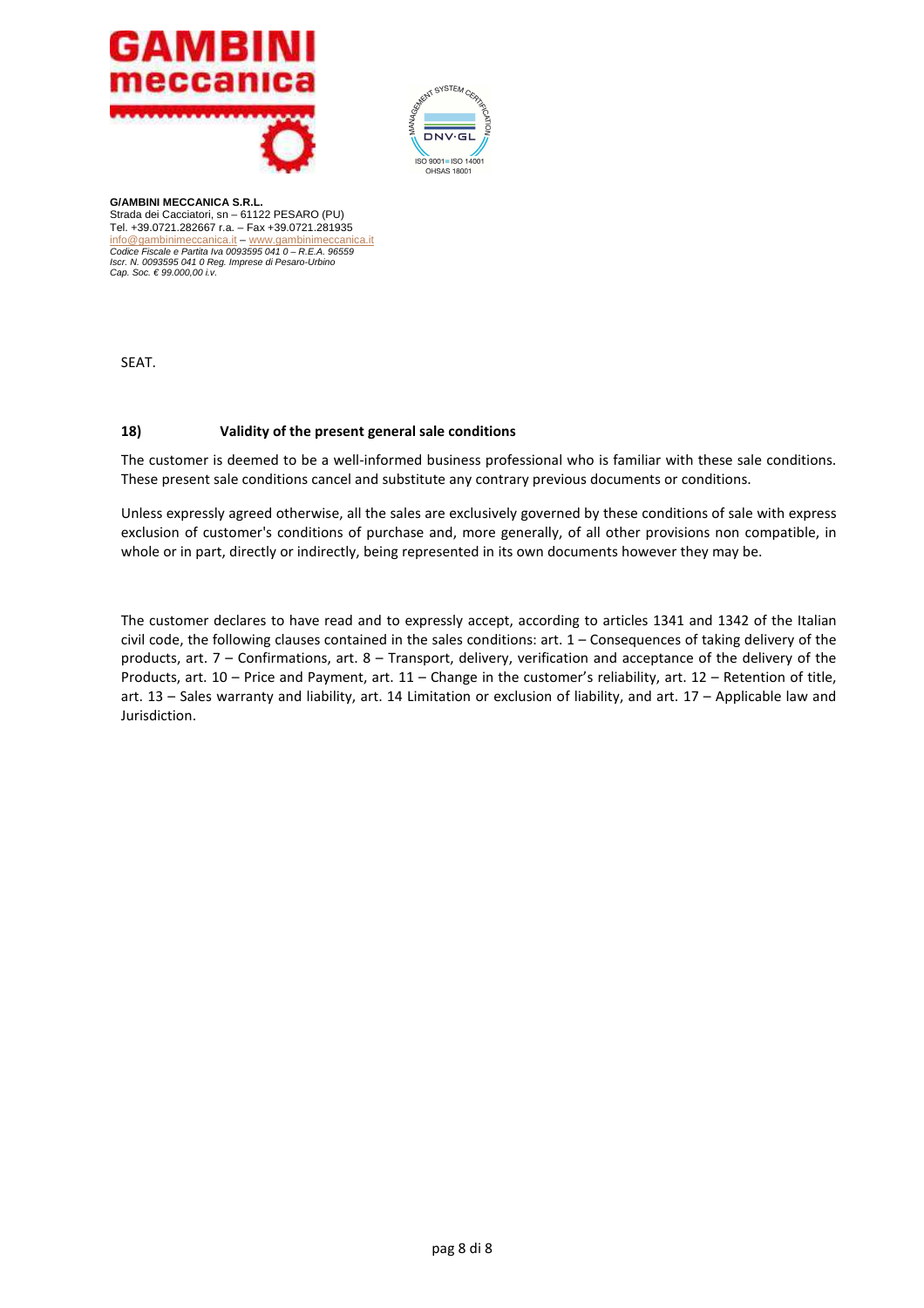**G/AMBINI MECCANICA S.R.L.**
Strada dei Cacciatori, sn – 61122 PESARO (PU)
Tel. +39.0721.282667 r.a. – Fax +39.0721.281935
info@gambinimeccanica.it – www.gambinimeccanica.it
*Codice Fiscale e Partita Iva 0093595 041 0 – R.E.A. 96559*
*Iscr. N. 0093595 041 0 Reg. Imprese di Pesaro-Urbino*
*Cap. Soc. € 99.000,00 i.v.*

SEAT.

**18) Validity of the present general sale conditions**

The customer is deemed to be a well-informed business professional who is familiar with these sale conditions. These present sale conditions cancel and substitute any contrary previous documents or conditions.

Unless expressly agreed otherwise, all the sales are exclusively governed by these conditions of sale with express exclusion of customer's conditions of purchase and, more generally, of all other provisions non compatible, in whole or in part, directly or indirectly, being represented in its own documents however they may be.

The customer declares to have read and to expressly accept, according to articles 1341 and 1342 of the Italian civil code, the following clauses contained in the sales conditions: art. 1 – Consequences of taking delivery of the products, art. 7 – Confirmations, art. 8 – Transport, delivery, verification and acceptance of the delivery of the Products, art. 10 – Price and Payment, art. 11 – Change in the customer's reliability, art. 12 – Retention of title, art. 13 – Sales warranty and liability, art. 14 Limitation or exclusion of liability, and art. 17 – Applicable law and Jurisdiction.